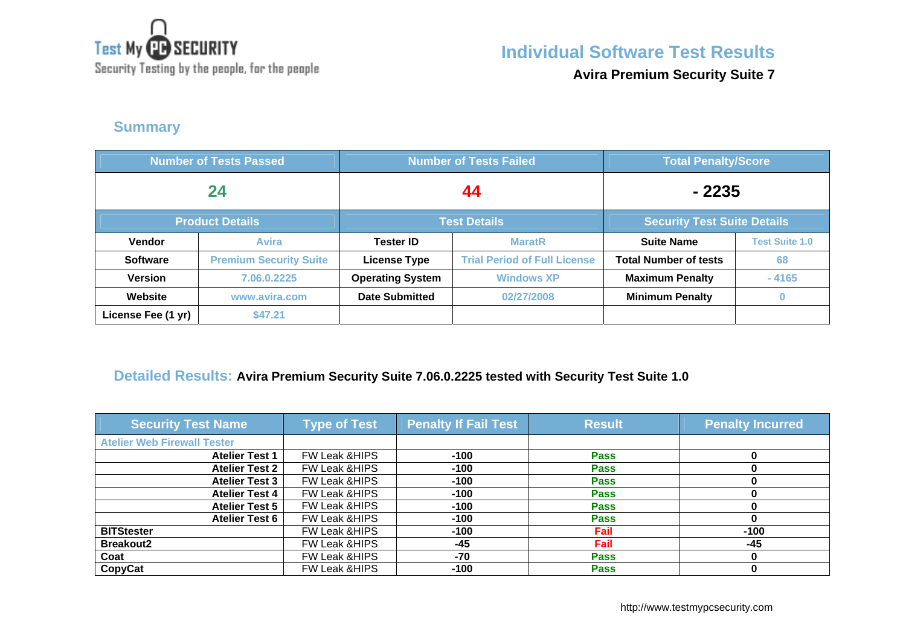Test My PC SECURITY
Security Testing by the people, for the people

# Individual Software Test Results

**Avira Premium Security Suite 7**

## Summary

| Number of Tests Passed | | Number of Tests Failed | | Total Penalty/Score | |
|---|---|---|---|---|---|
| 24 | | 44 | | - 2235 | |
| **Product Details** | | **Test Details** | | **Security Test Suite Details** | |
| **Vendor** | Avira | **Tester ID** | MaratR | **Suite Name** | Test Suite 1.0 |
| **Software** | Premium Security Suite | **License Type** | Trial Period of Full License | **Total Number of tests** | 68 |
| **Version** | 7.06.0.2225 | **Operating System** | Windows XP | **Maximum Penalty** | - 4165 |
| **Website** | www.avira.com | **Date Submitted** | 02/27/2008 | **Minimum Penalty** | 0 |
| **License Fee (1 yr)** | $47.21 | | | | |

## Detailed Results: Avira Premium Security Suite 7.06.0.2225 tested with Security Test Suite 1.0

| Security Test Name | Type of Test | Penalty If Fail Test | Result | Penalty Incurred |
|---|---|---|---|---|
| Atelier Web Firewall Tester | | | | |
| **Atelier Test 1** | FW Leak &HIPS | **-100** | **Pass** | **0** |
| **Atelier Test 2** | FW Leak &HIPS | **-100** | **Pass** | **0** |
| **Atelier Test 3** | FW Leak &HIPS | **-100** | **Pass** | **0** |
| **Atelier Test 4** | FW Leak &HIPS | **-100** | **Pass** | **0** |
| **Atelier Test 5** | FW Leak &HIPS | **-100** | **Pass** | **0** |
| **Atelier Test 6** | FW Leak &HIPS | **-100** | **Pass** | **0** |
| **BITStester** | FW Leak &HIPS | **-100** | **Fail** | **-100** |
| **Breakout2** | FW Leak &HIPS | **-45** | **Fail** | **-45** |
| **Coat** | FW Leak &HIPS | **-70** | **Pass** | **0** |
| **CopyCat** | FW Leak &HIPS | **-100** | **Pass** | **0** |

http://www.testmypcsecurity.com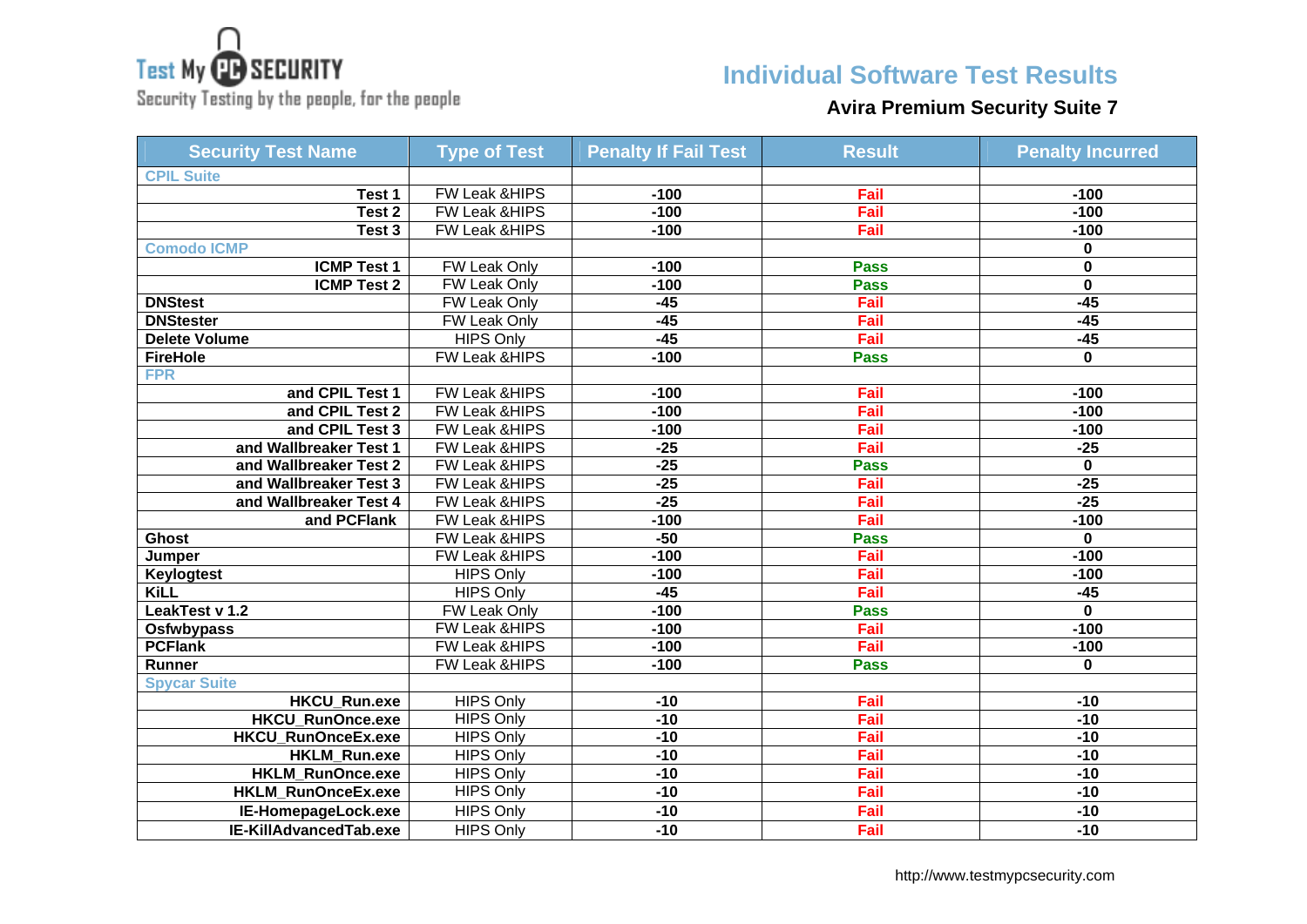# Individual Software Test Results

## Avira Premium Security Suite 7

| Security Test Name | Type of Test | Penalty If Fail Test | Result | Penalty Incurred |
|---|---|---|---|---|
| CPIL Suite | | | | |
| Test 1 | FW Leak &HIPS | -100 | Fail | -100 |
| Test 2 | FW Leak &HIPS | -100 | Fail | -100 |
| Test 3 | FW Leak &HIPS | -100 | Fail | -100 |
| Comodo ICMP | | | | 0 |
| ICMP Test 1 | FW Leak Only | -100 | Pass | 0 |
| ICMP Test 2 | FW Leak Only | -100 | Pass | 0 |
| DNStest | FW Leak Only | -45 | Fail | -45 |
| DNStester | FW Leak Only | -45 | Fail | -45 |
| Delete Volume | HIPS Only | -45 | Fail | -45 |
| FireHole | FW Leak &HIPS | -100 | Pass | 0 |
| FPR | | | | |
| and CPIL Test 1 | FW Leak &HIPS | -100 | Fail | -100 |
| and CPIL Test 2 | FW Leak &HIPS | -100 | Fail | -100 |
| and CPIL Test 3 | FW Leak &HIPS | -100 | Fail | -100 |
| and Wallbreaker Test 1 | FW Leak &HIPS | -25 | Fail | -25 |
| and Wallbreaker Test 2 | FW Leak &HIPS | -25 | Pass | 0 |
| and Wallbreaker Test 3 | FW Leak &HIPS | -25 | Fail | -25 |
| and Wallbreaker Test 4 | FW Leak &HIPS | -25 | Fail | -25 |
| and PCFlank | FW Leak &HIPS | -100 | Fail | -100 |
| Ghost | FW Leak &HIPS | -50 | Pass | 0 |
| Jumper | FW Leak &HIPS | -100 | Fail | -100 |
| Keylogtest | HIPS Only | -100 | Fail | -100 |
| KiLL | HIPS Only | -45 | Fail | -45 |
| LeakTest v 1.2 | FW Leak Only | -100 | Pass | 0 |
| Osfwbypass | FW Leak &HIPS | -100 | Fail | -100 |
| PCFlank | FW Leak &HIPS | -100 | Fail | -100 |
| Runner | FW Leak &HIPS | -100 | Pass | 0 |
| Spycar Suite | | | | |
| HKCU_Run.exe | HIPS Only | -10 | Fail | -10 |
| HKCU_RunOnce.exe | HIPS Only | -10 | Fail | -10 |
| HKCU_RunOnceEx.exe | HIPS Only | -10 | Fail | -10 |
| HKLM_Run.exe | HIPS Only | -10 | Fail | -10 |
| HKLM_RunOnce.exe | HIPS Only | -10 | Fail | -10 |
| HKLM_RunOnceEx.exe | HIPS Only | -10 | Fail | -10 |
| IE-HomepageLock.exe | HIPS Only | -10 | Fail | -10 |
| IE-KillAdvancedTab.exe | HIPS Only | -10 | Fail | -10 |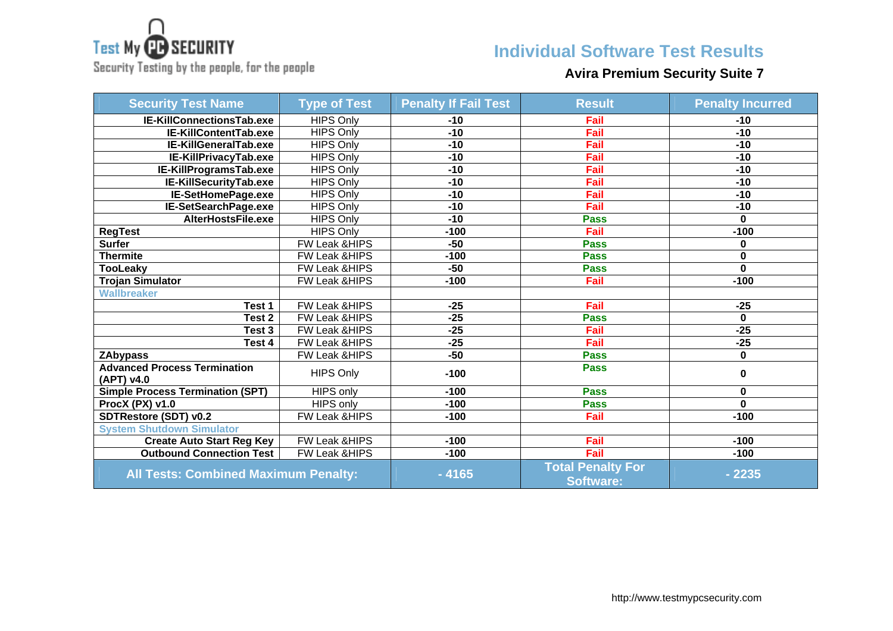Test My PC SECURITY
Security Testing by the people, for the people

# Individual Software Test Results

**Avira Premium Security Suite 7**

| Security Test Name | Type of Test | Penalty If Fail Test | Result | Penalty Incurred |
|---|---|---|---|---|
| IE-KillConnectionsTab.exe | HIPS Only | -10 | Fail | -10 |
| IE-KillContentTab.exe | HIPS Only | -10 | Fail | -10 |
| IE-KillGeneralTab.exe | HIPS Only | -10 | Fail | -10 |
| IE-KillPrivacyTab.exe | HIPS Only | -10 | Fail | -10 |
| IE-KillProgramsTab.exe | HIPS Only | -10 | Fail | -10 |
| IE-KillSecurityTab.exe | HIPS Only | -10 | Fail | -10 |
| IE-SetHomePage.exe | HIPS Only | -10 | Fail | -10 |
| IE-SetSearchPage.exe | HIPS Only | -10 | Fail | -10 |
| AlterHostsFile.exe | HIPS Only | -10 | Pass | 0 |
| RegTest | HIPS Only | -100 | Fail | -100 |
| Surfer | FW Leak &HIPS | -50 | Pass | 0 |
| Thermite | FW Leak &HIPS | -100 | Pass | 0 |
| TooLeaky | FW Leak &HIPS | -50 | Pass | 0 |
| Trojan Simulator | FW Leak &HIPS | -100 | Fail | -100 |
| Wallbreaker | | | | |
| Test 1 | FW Leak &HIPS | -25 | Fail | -25 |
| Test 2 | FW Leak &HIPS | -25 | Pass | 0 |
| Test 3 | FW Leak &HIPS | -25 | Fail | -25 |
| Test 4 | FW Leak &HIPS | -25 | Fail | -25 |
| ZAbypass | FW Leak &HIPS | -50 | Pass | 0 |
| Advanced Process Termination (APT) v4.0 | HIPS Only | -100 | Pass | 0 |
| Simple Process Termination (SPT) | HIPS only | -100 | Pass | 0 |
| ProcX (PX) v1.0 | HIPS only | -100 | Pass | 0 |
| SDTRestore (SDT) v0.2 | FW Leak &HIPS | -100 | Fail | -100 |
| System Shutdown Simulator | | | | |
| Create Auto Start Reg Key | FW Leak &HIPS | -100 | Fail | -100 |
| Outbound Connection Test | FW Leak &HIPS | -100 | Fail | -100 |
| **All Tests: Combined Maximum Penalty:** | | **- 4165** | **Total Penalty For Software:** | **- 2235** |

http://www.testmypcsecurity.com